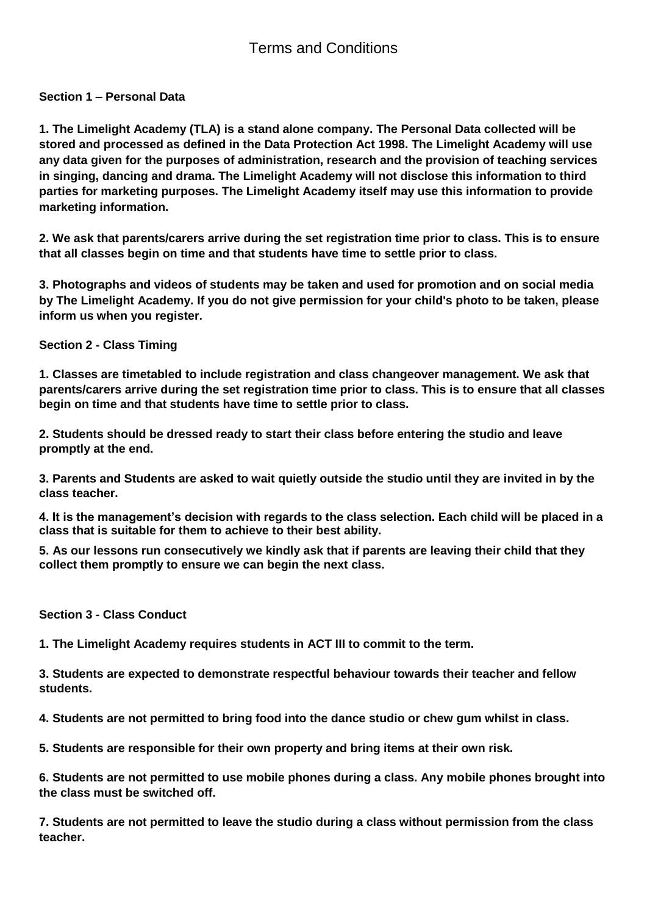# Terms and Conditions

**Section 1 – Personal Data**

**1. The Limelight Academy (TLA) is a stand alone company. The Personal Data collected will be stored and processed as defined in the Data Protection Act 1998. The Limelight Academy will use any data given for the purposes of administration, research and the provision of teaching services in singing, dancing and drama. The Limelight Academy will not disclose this information to third parties for marketing purposes. The Limelight Academy itself may use this information to provide marketing information.**

**2. We ask that parents/carers arrive during the set registration time prior to class. This is to ensure that all classes begin on time and that students have time to settle prior to class.**

**3. Photographs and videos of students may be taken and used for promotion and on social media by The Limelight Academy. If you do not give permission for your child's photo to be taken, please inform us when you register.**

**Section 2 - Class Timing**

**1. Classes are timetabled to include registration and class changeover management. We ask that parents/carers arrive during the set registration time prior to class. This is to ensure that all classes begin on time and that students have time to settle prior to class.**

**2. Students should be dressed ready to start their class before entering the studio and leave promptly at the end.**

**3. Parents and Students are asked to wait quietly outside the studio until they are invited in by the class teacher.**

**4. It is the management's decision with regards to the class selection. Each child will be placed in a class that is suitable for them to achieve to their best ability.**

**5. As our lessons run consecutively we kindly ask that if parents are leaving their child that they collect them promptly to ensure we can begin the next class.**

**Section 3 - Class Conduct**

**1. The Limelight Academy requires students in ACT III to commit to the term.**

**3. Students are expected to demonstrate respectful behaviour towards their teacher and fellow students.**

**4. Students are not permitted to bring food into the dance studio or chew gum whilst in class.**

**5. Students are responsible for their own property and bring items at their own risk.**

**6. Students are not permitted to use mobile phones during a class. Any mobile phones brought into the class must be switched off.**

**7. Students are not permitted to leave the studio during a class without permission from the class teacher.**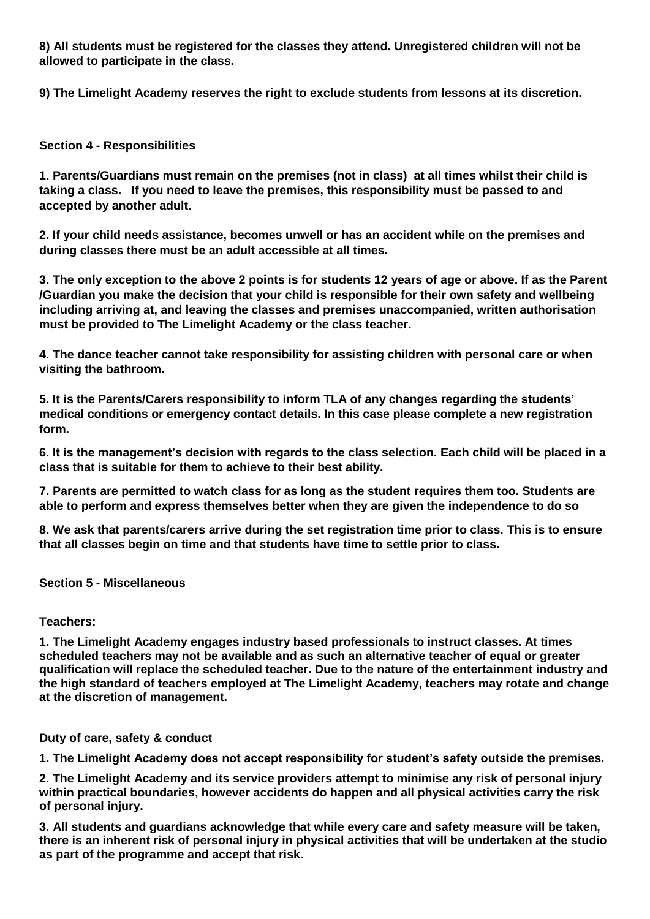**8) All students must be registered for the classes they attend. Unregistered children will not be allowed to participate in the class.**

**9) The Limelight Academy reserves the right to exclude students from lessons at its discretion.**

**Section 4 - Responsibilities**

**1. Parents/Guardians must remain on the premises (not in class) at all times whilst their child is taking a class. If you need to leave the premises, this responsibility must be passed to and accepted by another adult.**

**2. If your child needs assistance, becomes unwell or has an accident while on the premises and during classes there must be an adult accessible at all times.**

**3. The only exception to the above 2 points is for students 12 years of age or above. If as the Parent /Guardian you make the decision that your child is responsible for their own safety and wellbeing including arriving at, and leaving the classes and premises unaccompanied, written authorisation must be provided to The Limelight Academy or the class teacher.**

**4. The dance teacher cannot take responsibility for assisting children with personal care or when visiting the bathroom.**

**5. It is the Parents/Carers responsibility to inform TLA of any changes regarding the students' medical conditions or emergency contact details. In this case please complete a new registration form.**

**6. It is the management's decision with regards to the class selection. Each child will be placed in a class that is suitable for them to achieve to their best ability.**

**7. Parents are permitted to watch class for as long as the student requires them too. Students are able to perform and express themselves better when they are given the independence to do so**

**8. We ask that parents/carers arrive during the set registration time prior to class. This is to ensure that all classes begin on time and that students have time to settle prior to class.**

**Section 5 - Miscellaneous**

**Teachers:**

**1. The Limelight Academy engages industry based professionals to instruct classes. At times scheduled teachers may not be available and as such an alternative teacher of equal or greater qualification will replace the scheduled teacher. Due to the nature of the entertainment industry and the high standard of teachers employed at The Limelight Academy, teachers may rotate and change at the discretion of management.**

**Duty of care, safety & conduct**

**1. The Limelight Academy does not accept responsibility for student's safety outside the premises.**

**2. The Limelight Academy and its service providers attempt to minimise any risk of personal injury within practical boundaries, however accidents do happen and all physical activities carry the risk of personal injury.**

**3. All students and guardians acknowledge that while every care and safety measure will be taken, there is an inherent risk of personal injury in physical activities that will be undertaken at the studio as part of the programme and accept that risk.**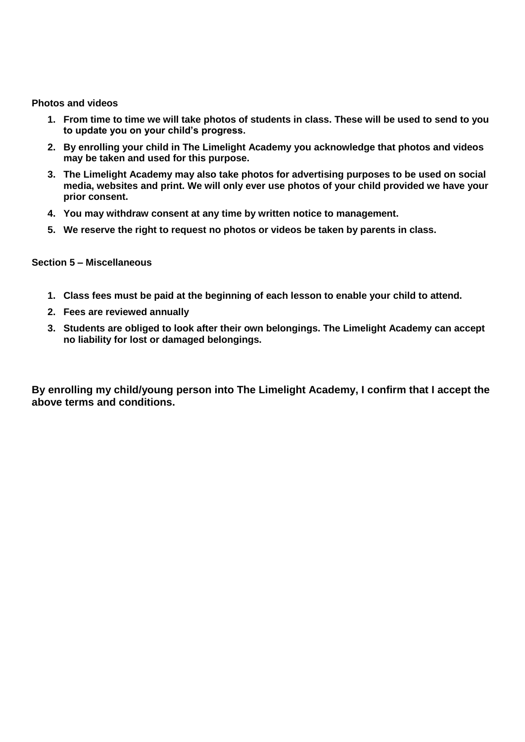**Photos and videos**

1. **From time to time we will take photos of students in class. These will be used to send to you to update you on your child's progress.**
2. **By enrolling your child in The Limelight Academy you acknowledge that photos and videos may be taken and used for this purpose.**
3. **The Limelight Academy may also take photos for advertising purposes to be used on social media, websites and print. We will only ever use photos of your child provided we have your prior consent.**
4. **You may withdraw consent at any time by written notice to management.**
5. **We reserve the right to request no photos or videos be taken by parents in class.**

**Section 5 – Miscellaneous**

1. **Class fees must be paid at the beginning of each lesson to enable your child to attend.**
2. **Fees are reviewed annually**
3. **Students are obliged to look after their own belongings. The Limelight Academy can accept no liability for lost or damaged belongings.**

**By enrolling my child/young person into The Limelight Academy, I confirm that I accept the above terms and conditions.**